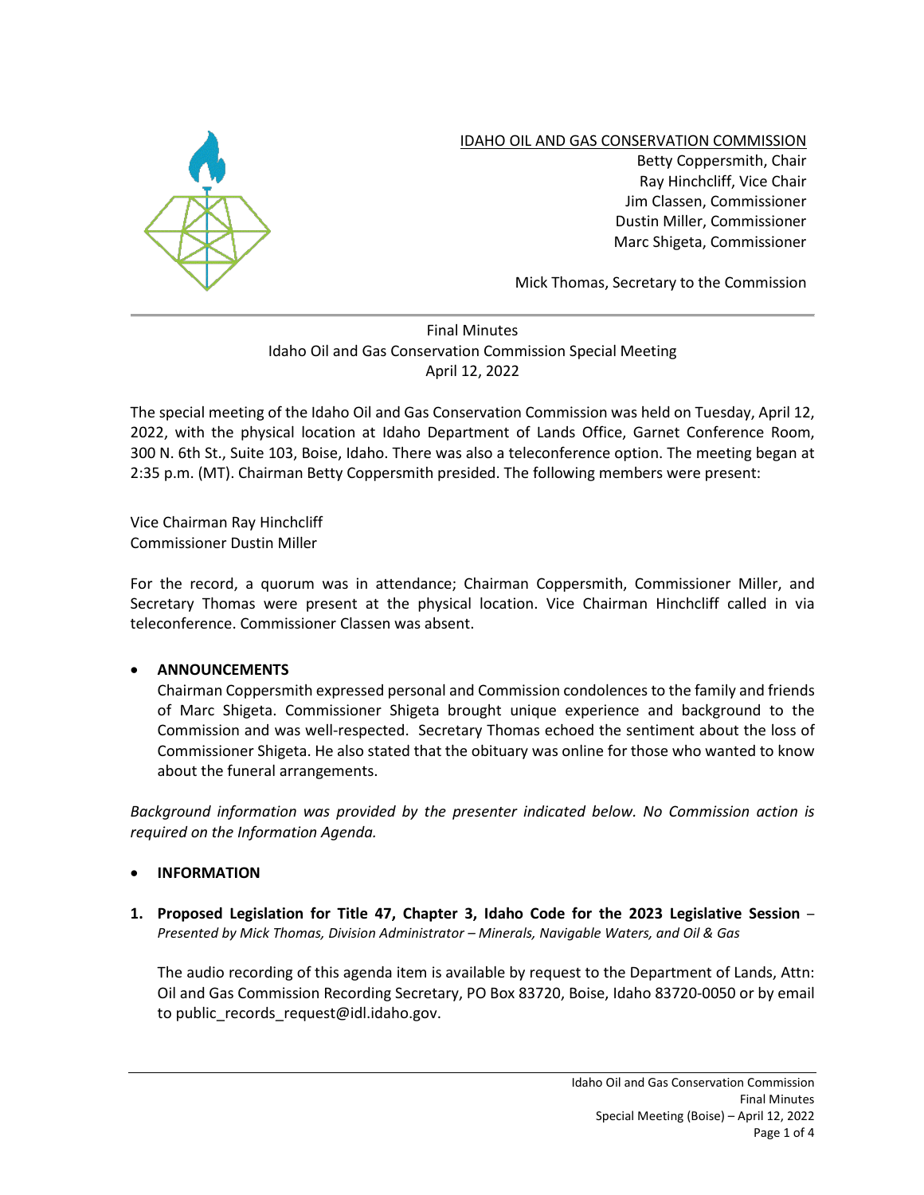IDAHO OIL AND GAS CONSERVATION COMMISSION
Betty Coppersmith, Chair
Ray Hinchcliff, Vice Chair
Jim Classen, Commissioner
Dustin Miller, Commissioner
Marc Shigeta, Commissioner

Mick Thomas, Secretary to the Commission

---

Final Minutes
Idaho Oil and Gas Conservation Commission Special Meeting
April 12, 2022

The special meeting of the Idaho Oil and Gas Conservation Commission was held on Tuesday, April 12, 2022, with the physical location at Idaho Department of Lands Office, Garnet Conference Room, 300 N. 6th St., Suite 103, Boise, Idaho. There was also a teleconference option. The meeting began at 2:35 p.m. (MT). Chairman Betty Coppersmith presided. The following members were present:

Vice Chairman Ray Hinchcliff
Commissioner Dustin Miller

For the record, a quorum was in attendance; Chairman Coppersmith, Commissioner Miller, and Secretary Thomas were present at the physical location. Vice Chairman Hinchcliff called in via teleconference. Commissioner Classen was absent.

- **ANNOUNCEMENTS**
  Chairman Coppersmith expressed personal and Commission condolences to the family and friends of Marc Shigeta. Commissioner Shigeta brought unique experience and background to the Commission and was well-respected. Secretary Thomas echoed the sentiment about the loss of Commissioner Shigeta. He also stated that the obituary was online for those who wanted to know about the funeral arrangements.

*Background information was provided by the presenter indicated below. No Commission action is required on the Information Agenda.*

- **INFORMATION**

1. **Proposed Legislation for Title 47, Chapter 3, Idaho Code for the 2023 Legislative Session** – *Presented by Mick Thomas, Division Administrator – Minerals, Navigable Waters, and Oil & Gas*

   The audio recording of this agenda item is available by request to the Department of Lands, Attn: Oil and Gas Commission Recording Secretary, PO Box 83720, Boise, Idaho 83720-0050 or by email to public_records_request@idl.idaho.gov.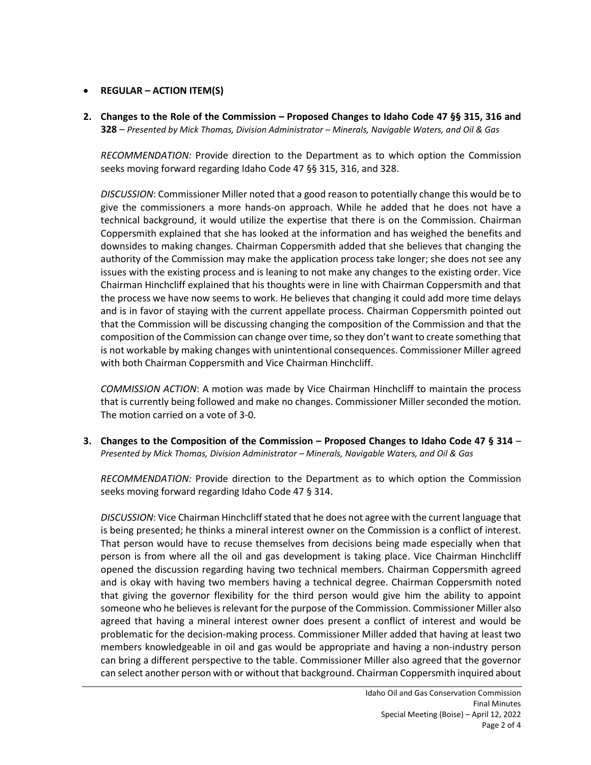- **REGULAR – ACTION ITEM(S)**

**2. Changes to the Role of the Commission – Proposed Changes to Idaho Code 47 §§ 315, 316 and 328** – *Presented by Mick Thomas, Division Administrator – Minerals, Navigable Waters, and Oil & Gas*

*RECOMMENDATION:* Provide direction to the Department as to which option the Commission seeks moving forward regarding Idaho Code 47 §§ 315, 316, and 328.

*DISCUSSION*: Commissioner Miller noted that a good reason to potentially change this would be to give the commissioners a more hands-on approach. While he added that he does not have a technical background, it would utilize the expertise that there is on the Commission. Chairman Coppersmith explained that she has looked at the information and has weighed the benefits and downsides to making changes. Chairman Coppersmith added that she believes that changing the authority of the Commission may make the application process take longer; she does not see any issues with the existing process and is leaning to not make any changes to the existing order. Vice Chairman Hinchcliff explained that his thoughts were in line with Chairman Coppersmith and that the process we have now seems to work. He believes that changing it could add more time delays and is in favor of staying with the current appellate process. Chairman Coppersmith pointed out that the Commission will be discussing changing the composition of the Commission and that the composition of the Commission can change over time, so they don't want to create something that is not workable by making changes with unintentional consequences. Commissioner Miller agreed with both Chairman Coppersmith and Vice Chairman Hinchcliff.

*COMMISSION ACTION*: A motion was made by Vice Chairman Hinchcliff to maintain the process that is currently being followed and make no changes. Commissioner Miller seconded the motion. The motion carried on a vote of 3-0.

**3. Changes to the Composition of the Commission – Proposed Changes to Idaho Code 47 § 314** – *Presented by Mick Thomas, Division Administrator – Minerals, Navigable Waters, and Oil & Gas*

*RECOMMENDATION:* Provide direction to the Department as to which option the Commission seeks moving forward regarding Idaho Code 47 § 314.

*DISCUSSION*: Vice Chairman Hinchcliff stated that he does not agree with the current language that is being presented; he thinks a mineral interest owner on the Commission is a conflict of interest. That person would have to recuse themselves from decisions being made especially when that person is from where all the oil and gas development is taking place. Vice Chairman Hinchcliff opened the discussion regarding having two technical members. Chairman Coppersmith agreed and is okay with having two members having a technical degree. Chairman Coppersmith noted that giving the governor flexibility for the third person would give him the ability to appoint someone who he believes is relevant for the purpose of the Commission. Commissioner Miller also agreed that having a mineral interest owner does present a conflict of interest and would be problematic for the decision-making process. Commissioner Miller added that having at least two members knowledgeable in oil and gas would be appropriate and having a non-industry person can bring a different perspective to the table. Commissioner Miller also agreed that the governor can select another person with or without that background. Chairman Coppersmith inquired about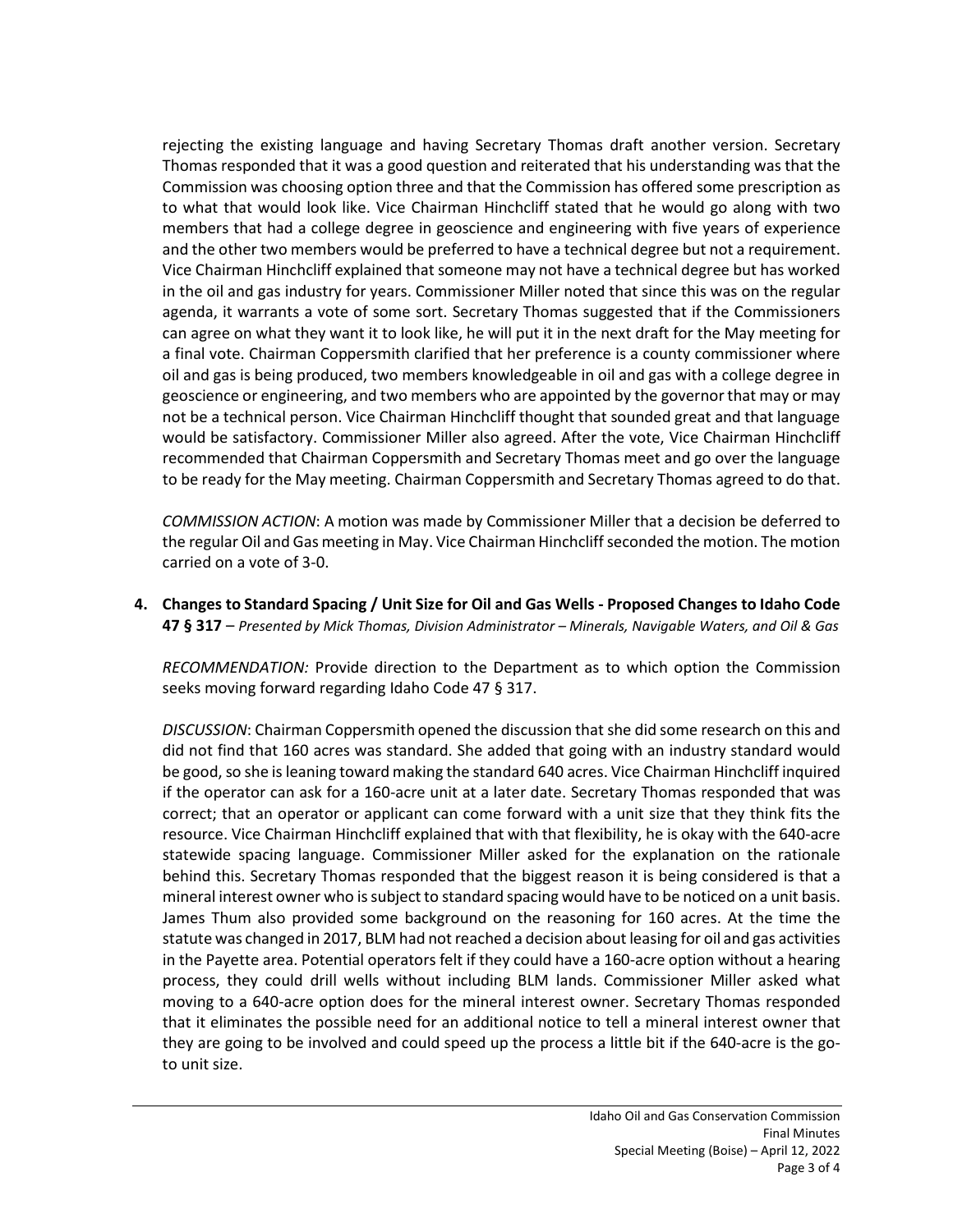rejecting the existing language and having Secretary Thomas draft another version. Secretary Thomas responded that it was a good question and reiterated that his understanding was that the Commission was choosing option three and that the Commission has offered some prescription as to what that would look like. Vice Chairman Hinchcliff stated that he would go along with two members that had a college degree in geoscience and engineering with five years of experience and the other two members would be preferred to have a technical degree but not a requirement. Vice Chairman Hinchcliff explained that someone may not have a technical degree but has worked in the oil and gas industry for years. Commissioner Miller noted that since this was on the regular agenda, it warrants a vote of some sort. Secretary Thomas suggested that if the Commissioners can agree on what they want it to look like, he will put it in the next draft for the May meeting for a final vote. Chairman Coppersmith clarified that her preference is a county commissioner where oil and gas is being produced, two members knowledgeable in oil and gas with a college degree in geoscience or engineering, and two members who are appointed by the governor that may or may not be a technical person. Vice Chairman Hinchcliff thought that sounded great and that language would be satisfactory. Commissioner Miller also agreed. After the vote, Vice Chairman Hinchcliff recommended that Chairman Coppersmith and Secretary Thomas meet and go over the language to be ready for the May meeting. Chairman Coppersmith and Secretary Thomas agreed to do that.

*COMMISSION ACTION*: A motion was made by Commissioner Miller that a decision be deferred to the regular Oil and Gas meeting in May. Vice Chairman Hinchcliff seconded the motion. The motion carried on a vote of 3-0.

**4. Changes to Standard Spacing / Unit Size for Oil and Gas Wells - Proposed Changes to Idaho Code 47 § 317** – *Presented by Mick Thomas, Division Administrator – Minerals, Navigable Waters, and Oil & Gas*

*RECOMMENDATION:* Provide direction to the Department as to which option the Commission seeks moving forward regarding Idaho Code 47 § 317.

*DISCUSSION*: Chairman Coppersmith opened the discussion that she did some research on this and did not find that 160 acres was standard. She added that going with an industry standard would be good, so she is leaning toward making the standard 640 acres. Vice Chairman Hinchcliff inquired if the operator can ask for a 160-acre unit at a later date. Secretary Thomas responded that was correct; that an operator or applicant can come forward with a unit size that they think fits the resource. Vice Chairman Hinchcliff explained that with that flexibility, he is okay with the 640-acre statewide spacing language. Commissioner Miller asked for the explanation on the rationale behind this. Secretary Thomas responded that the biggest reason it is being considered is that a mineral interest owner who is subject to standard spacing would have to be noticed on a unit basis. James Thum also provided some background on the reasoning for 160 acres. At the time the statute was changed in 2017, BLM had not reached a decision about leasing for oil and gas activities in the Payette area. Potential operators felt if they could have a 160-acre option without a hearing process, they could drill wells without including BLM lands. Commissioner Miller asked what moving to a 640-acre option does for the mineral interest owner. Secretary Thomas responded that it eliminates the possible need for an additional notice to tell a mineral interest owner that they are going to be involved and could speed up the process a little bit if the 640-acre is the go-to unit size.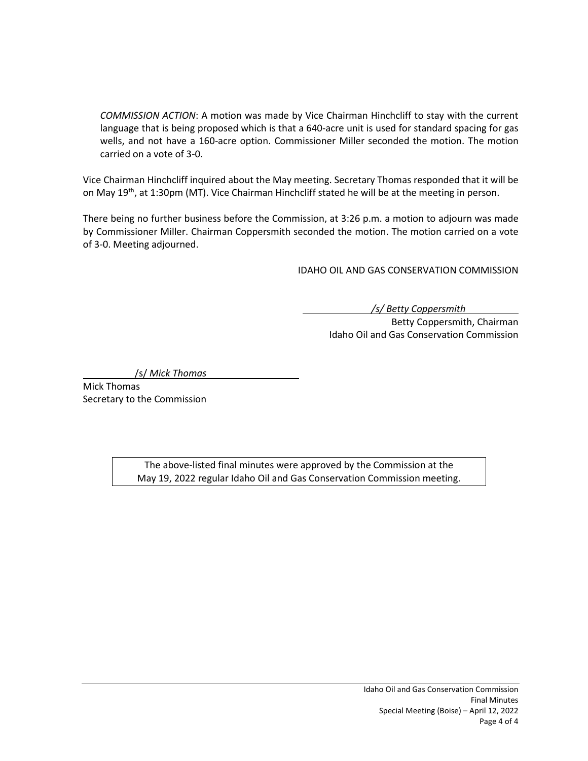*COMMISSION ACTION*: A motion was made by Vice Chairman Hinchcliff to stay with the current language that is being proposed which is that a 640-acre unit is used for standard spacing for gas wells, and not have a 160-acre option. Commissioner Miller seconded the motion. The motion carried on a vote of 3-0.

Vice Chairman Hinchcliff inquired about the May meeting. Secretary Thomas responded that it will be on May 19th, at 1:30pm (MT). Vice Chairman Hinchcliff stated he will be at the meeting in person.

There being no further business before the Commission, at 3:26 p.m. a motion to adjourn was made by Commissioner Miller. Chairman Coppersmith seconded the motion. The motion carried on a vote of 3-0. Meeting adjourned.

IDAHO OIL AND GAS CONSERVATION COMMISSION

*/s/ Betty Coppersmith*

Betty Coppersmith, Chairman
Idaho Oil and Gas Conservation Commission

/s/ *Mick Thomas*

Mick Thomas
Secretary to the Commission

The above-listed final minutes were approved by the Commission at the May 19, 2022 regular Idaho Oil and Gas Conservation Commission meeting.